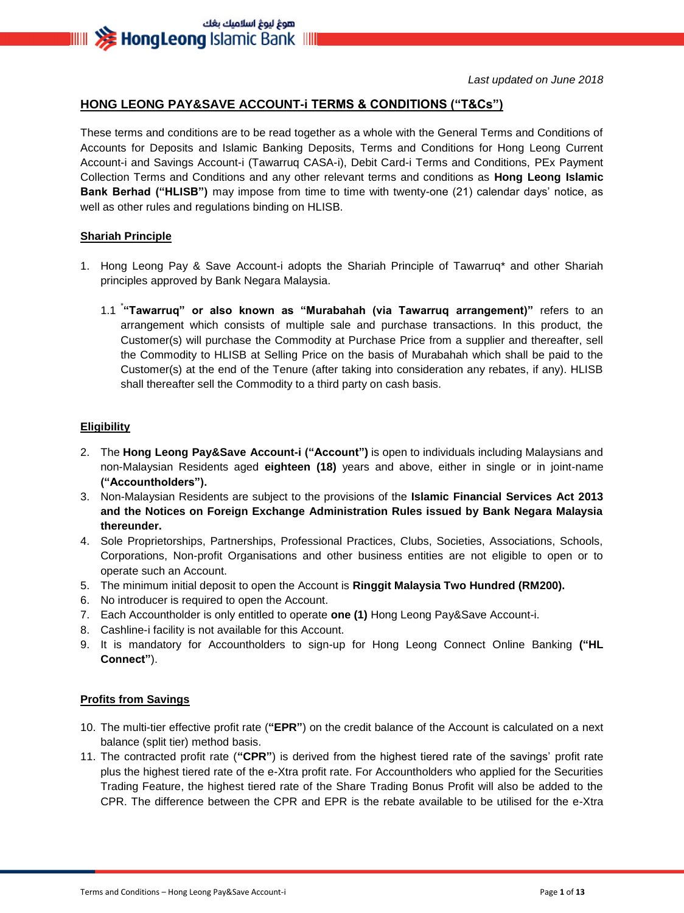*Last updated on June 2018*

## HONG LEONG PAY&SAVE ACCOUNT-i TERMS & CONDITIONS ("T&Cs")

These terms and conditions are to be read together as a whole with the General Terms and Conditions of Accounts for Deposits and Islamic Banking Deposits, Terms and Conditions for Hong Leong Current Account-i and Savings Account-i (Tawarruq CASA-i), Debit Card-i Terms and Conditions, PEx Payment Collection Terms and Conditions and any other relevant terms and conditions as **Hong Leong Islamic Bank Berhad ("HLISB")** may impose from time to time with twenty-one (21) calendar days' notice, as well as other rules and regulations binding on HLISB.

### Shariah Principle

1. Hong Leong Pay & Save Account-i adopts the Shariah Principle of Tawarruq* and other Shariah principles approved by Bank Negara Malaysia.

   1.1 ***"Tawarruq" or also known as "Murabahah (via Tawarruq arrangement)"** refers to an arrangement which consists of multiple sale and purchase transactions. In this product, the Customer(s) will purchase the Commodity at Purchase Price from a supplier and thereafter, sell the Commodity to HLISB at Selling Price on the basis of Murabahah which shall be paid to the Customer(s) at the end of the Tenure (after taking into consideration any rebates, if any). HLISB shall thereafter sell the Commodity to a third party on cash basis.

### Eligibility

2. The **Hong Leong Pay&Save Account-i ("Account")** is open to individuals including Malaysians and non-Malaysian Residents aged **eighteen (18)** years and above, either in single or in joint-name **("Accountholders").**
3. Non-Malaysian Residents are subject to the provisions of the **Islamic Financial Services Act 2013 and the Notices on Foreign Exchange Administration Rules issued by Bank Negara Malaysia thereunder.**
4. Sole Proprietorships, Partnerships, Professional Practices, Clubs, Societies, Associations, Schools, Corporations, Non-profit Organisations and other business entities are not eligible to open or to operate such an Account.
5. The minimum initial deposit to open the Account is **Ringgit Malaysia Two Hundred (RM200).**
6. No introducer is required to open the Account.
7. Each Accountholder is only entitled to operate **one (1)** Hong Leong Pay&Save Account-i.
8. Cashline-i facility is not available for this Account.
9. It is mandatory for Accountholders to sign-up for Hong Leong Connect Online Banking **("HL Connect"**).

### Profits from Savings

10. The multi-tier effective profit rate (**"EPR"**) on the credit balance of the Account is calculated on a next balance (split tier) method basis.
11. The contracted profit rate (**"CPR"**) is derived from the highest tiered rate of the savings' profit rate plus the highest tiered rate of the e-Xtra profit rate. For Accountholders who applied for the Securities Trading Feature, the highest tiered rate of the Share Trading Bonus Profit will also be added to the CPR. The difference between the CPR and EPR is the rebate available to be utilised for the e-Xtra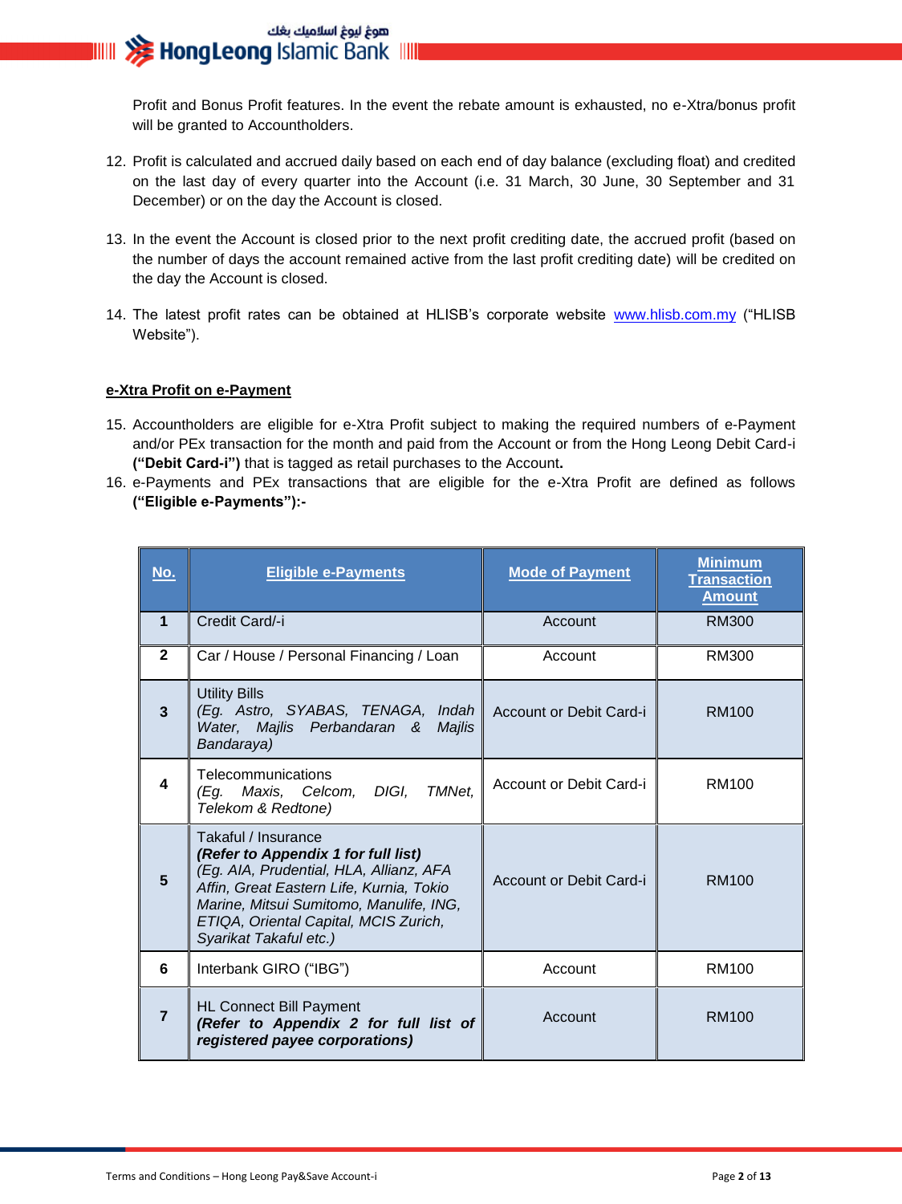Profit and Bonus Profit features. In the event the rebate amount is exhausted, no e-Xtra/bonus profit will be granted to Accountholders.

12. Profit is calculated and accrued daily based on each end of day balance (excluding float) and credited on the last day of every quarter into the Account (i.e. 31 March, 30 June, 30 September and 31 December) or on the day the Account is closed.

13. In the event the Account is closed prior to the next profit crediting date, the accrued profit (based on the number of days the account remained active from the last profit crediting date) will be credited on the day the Account is closed.

14. The latest profit rates can be obtained at HLISB's corporate website www.hlisb.com.my ("HLISB Website").

**e-Xtra Profit on e-Payment**

15. Accountholders are eligible for e-Xtra Profit subject to making the required numbers of e-Payment and/or PEx transaction for the month and paid from the Account or from the Hong Leong Debit Card-i **("Debit Card-i")** that is tagged as retail purchases to the Account**.**
16. e-Payments and PEx transactions that are eligible for the e-Xtra Profit are defined as follows **("Eligible e-Payments"):-**

| No. | Eligible e-Payments | Mode of Payment | Minimum Transaction Amount |
|---|---|---|---|
| **1** | Credit Card/-i | Account | RM300 |
| **2** | Car / House / Personal Financing / Loan | Account | RM300 |
| **3** | Utility Bills *(Eg. Astro, SYABAS, TENAGA, Indah Water, Majlis Perbandaran & Majlis Bandaraya)* | Account or Debit Card-i | RM100 |
| **4** | Telecommunications *(Eg. Maxis, Celcom, DIGI, TMNet, Telekom & Redtone)* | Account or Debit Card-i | RM100 |
| **5** | Takaful / Insurance ***(Refer to Appendix 1 for full list)*** *(Eg. AIA, Prudential, HLA, Allianz, AFA Affin, Great Eastern Life, Kurnia, Tokio Marine, Mitsui Sumitomo, Manulife, ING, ETIQA, Oriental Capital, MCIS Zurich, Syarikat Takaful etc.)* | Account or Debit Card-i | RM100 |
| **6** | Interbank GIRO ("IBG") | Account | RM100 |
| **7** | HL Connect Bill Payment ***(Refer to Appendix 2 for full list of registered payee corporations)*** | Account | RM100 |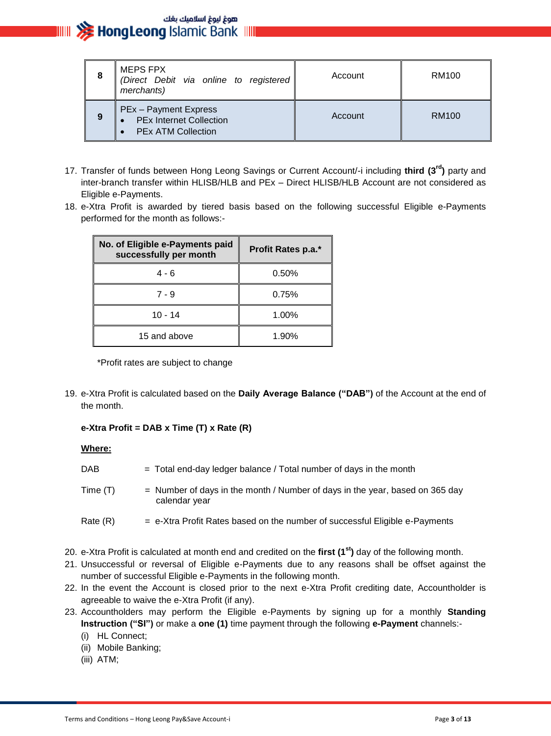| 8 | MEPS FPX<br>*(Direct Debit via online to registered merchants)* | Account | RM100 |
|---|---|---|---|
| 9 | PEx – Payment Express<br>• PEx Internet Collection<br>• PEx ATM Collection | Account | RM100 |

17. Transfer of funds between Hong Leong Savings or Current Account/-i including **third (3rd)** party and inter-branch transfer within HLISB/HLB and PEx – Direct HLISB/HLB Account are not considered as Eligible e-Payments.
18. e-Xtra Profit is awarded by tiered basis based on the following successful Eligible e-Payments performed for the month as follows:-

| No. of Eligible e-Payments paid successfully per month | Profit Rates p.a.* |
|---|---|
| 4 - 6 | 0.50% |
| 7 - 9 | 0.75% |
| 10 - 14 | 1.00% |
| 15 and above | 1.90% |

*Profit rates are subject to change

19. e-Xtra Profit is calculated based on the **Daily Average Balance ("DAB")** of the Account at the end of the month.

    **e-Xtra Profit = DAB x Time (T) x Rate (R)**

    **Where:**

    DAB = Total end-day ledger balance / Total number of days in the month

    Time (T) = Number of days in the month / Number of days in the year, based on 365 day calendar year

    Rate (R) = e-Xtra Profit Rates based on the number of successful Eligible e-Payments

20. e-Xtra Profit is calculated at month end and credited on the **first (1st)** day of the following month.
21. Unsuccessful or reversal of Eligible e-Payments due to any reasons shall be offset against the number of successful Eligible e-Payments in the following month.
22. In the event the Account is closed prior to the next e-Xtra Profit crediting date, Accountholder is agreeable to waive the e-Xtra Profit (if any).
23. Accountholders may perform the Eligible e-Payments by signing up for a monthly **Standing Instruction ("SI")** or make a **one (1)** time payment through the following **e-Payment** channels:-
    (i) HL Connect;
    (ii) Mobile Banking;
    (iii) ATM;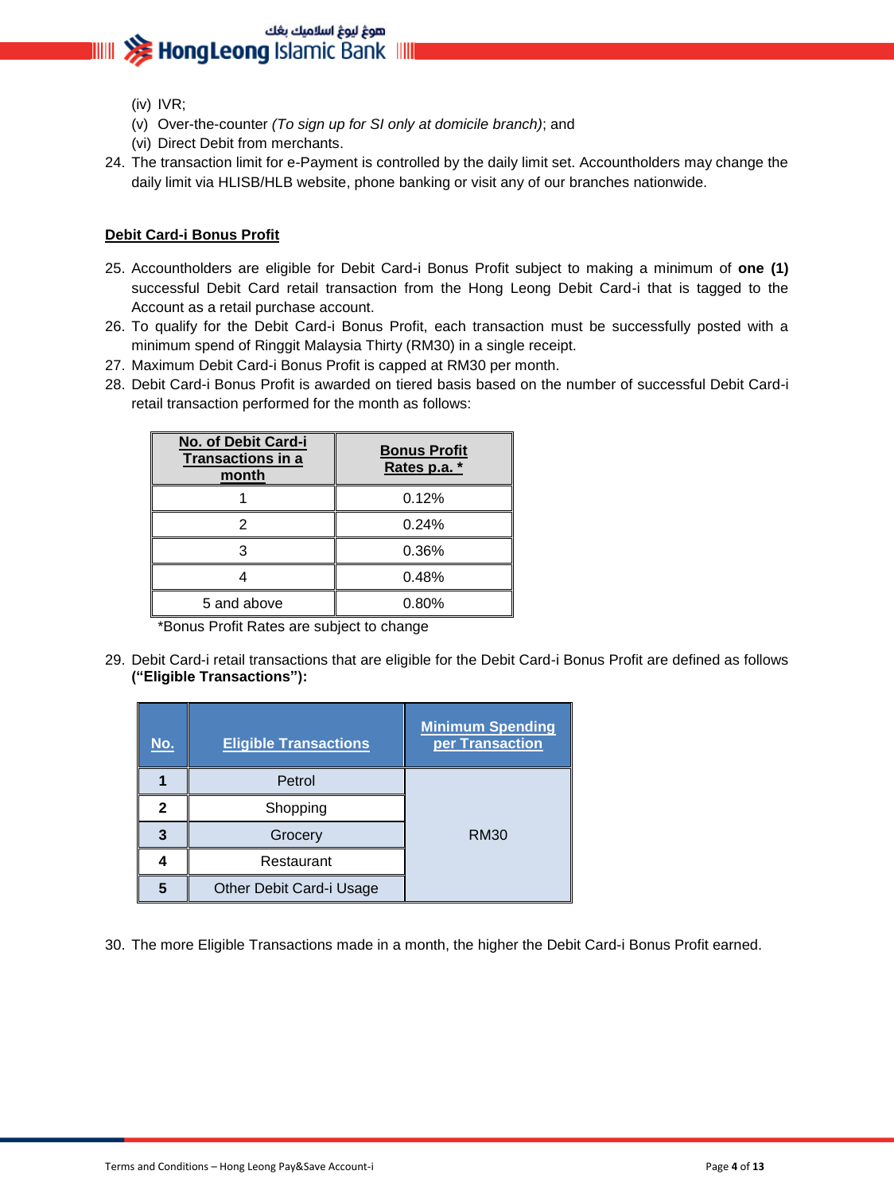(iv) IVR;
(v) Over-the-counter *(To sign up for SI only at domicile branch)*; and
(vi) Direct Debit from merchants.

24. The transaction limit for e-Payment is controlled by the daily limit set. Accountholders may change the daily limit via HLISB/HLB website, phone banking or visit any of our branches nationwide.

**Debit Card-i Bonus Profit**

25. Accountholders are eligible for Debit Card-i Bonus Profit subject to making a minimum of **one (1)** successful Debit Card retail transaction from the Hong Leong Debit Card-i that is tagged to the Account as a retail purchase account.
26. To qualify for the Debit Card-i Bonus Profit, each transaction must be successfully posted with a minimum spend of Ringgit Malaysia Thirty (RM30) in a single receipt.
27. Maximum Debit Card-i Bonus Profit is capped at RM30 per month.
28. Debit Card-i Bonus Profit is awarded on tiered basis based on the number of successful Debit Card-i retail transaction performed for the month as follows:

| No. of Debit Card-i Transactions in a month | Bonus Profit Rates p.a. * |
|---|---|
| 1 | 0.12% |
| 2 | 0.24% |
| 3 | 0.36% |
| 4 | 0.48% |
| 5 and above | 0.80% |

*Bonus Profit Rates are subject to change

29. Debit Card-i retail transactions that are eligible for the Debit Card-i Bonus Profit are defined as follows **("Eligible Transactions"):**

| No. | Eligible Transactions | Minimum Spending per Transaction |
|---|---|---|
| 1 | Petrol | RM30 |
| 2 | Shopping | |
| 3 | Grocery | |
| 4 | Restaurant | |
| 5 | Other Debit Card-i Usage | |

30. The more Eligible Transactions made in a month, the higher the Debit Card-i Bonus Profit earned.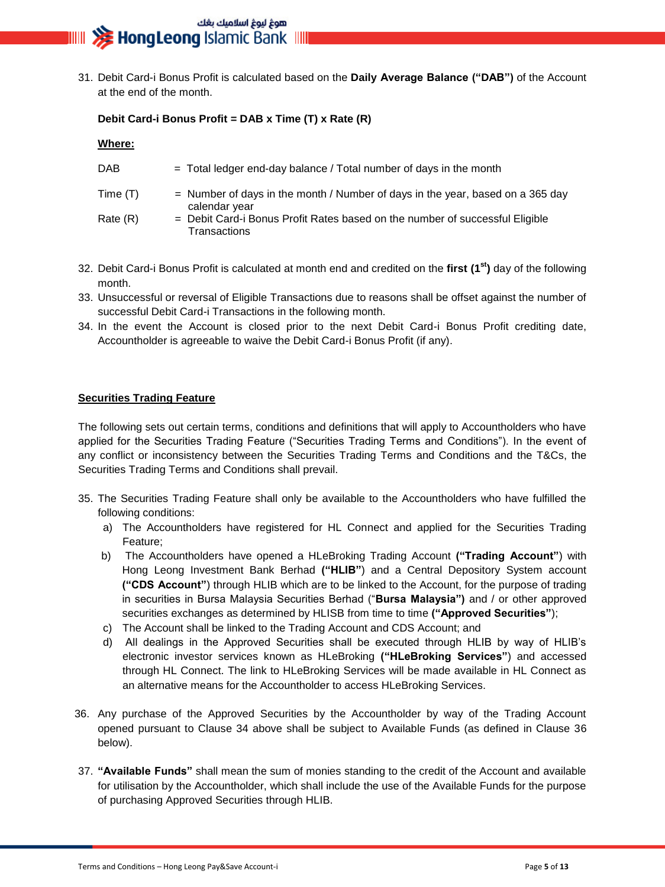31. Debit Card-i Bonus Profit is calculated based on the **Daily Average Balance ("DAB")** of the Account at the end of the month.

    **Debit Card-i Bonus Profit = DAB x Time (T) x Rate (R)**

    **Where:**

    | | |
    |---|---|
    | DAB | = Total ledger end-day balance / Total number of days in the month |
    | Time (T) | = Number of days in the month / Number of days in the year, based on a 365 day calendar year |
    | Rate (R) | = Debit Card-i Bonus Profit Rates based on the number of successful Eligible Transactions |

32. Debit Card-i Bonus Profit is calculated at month end and credited on the **first (1st)** day of the following month.
33. Unsuccessful or reversal of Eligible Transactions due to reasons shall be offset against the number of successful Debit Card-i Transactions in the following month.
34. In the event the Account is closed prior to the next Debit Card-i Bonus Profit crediting date, Accountholder is agreeable to waive the Debit Card-i Bonus Profit (if any).

**Securities Trading Feature**

The following sets out certain terms, conditions and definitions that will apply to Accountholders who have applied for the Securities Trading Feature ("Securities Trading Terms and Conditions"). In the event of any conflict or inconsistency between the Securities Trading Terms and Conditions and the T&Cs, the Securities Trading Terms and Conditions shall prevail.

35. The Securities Trading Feature shall only be available to the Accountholders who have fulfilled the following conditions:
    a) The Accountholders have registered for HL Connect and applied for the Securities Trading Feature;
    b) The Accountholders have opened a HLeBroking Trading Account **("Trading Account"**) with Hong Leong Investment Bank Berhad **("HLIB"**) and a Central Depository System account **("CDS Account"**) through HLIB which are to be linked to the Account, for the purpose of trading in securities in Bursa Malaysia Securities Berhad ("**Bursa Malaysia")** and / or other approved securities exchanges as determined by HLISB from time to time **("Approved Securities"**);
    c) The Account shall be linked to the Trading Account and CDS Account; and
    d) All dealings in the Approved Securities shall be executed through HLIB by way of HLIB's electronic investor services known as HLeBroking **("HLeBroking Services"**) and accessed through HL Connect. The link to HLeBroking Services will be made available in HL Connect as an alternative means for the Accountholder to access HLeBroking Services.

36. Any purchase of the Approved Securities by the Accountholder by way of the Trading Account opened pursuant to Clause 34 above shall be subject to Available Funds (as defined in Clause 36 below).

37. **"Available Funds"** shall mean the sum of monies standing to the credit of the Account and available for utilisation by the Accountholder, which shall include the use of the Available Funds for the purpose of purchasing Approved Securities through HLIB.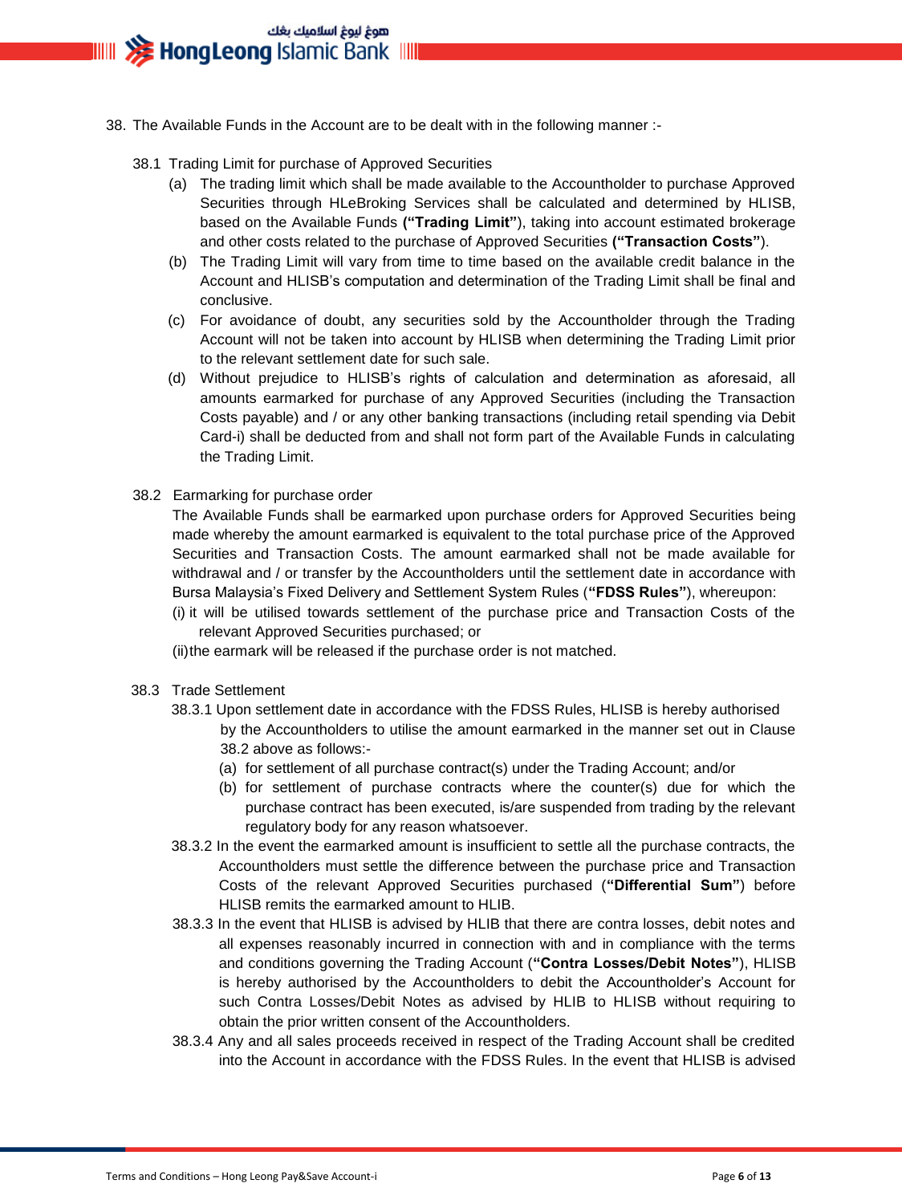38. The Available Funds in the Account are to be dealt with in the following manner :-

38.1 Trading Limit for purchase of Approved Securities

(a) The trading limit which shall be made available to the Accountholder to purchase Approved Securities through HLeBroking Services shall be calculated and determined by HLISB, based on the Available Funds **("Trading Limit"**), taking into account estimated brokerage and other costs related to the purchase of Approved Securities **("Transaction Costs"**).

(b) The Trading Limit will vary from time to time based on the available credit balance in the Account and HLISB's computation and determination of the Trading Limit shall be final and conclusive.

(c) For avoidance of doubt, any securities sold by the Accountholder through the Trading Account will not be taken into account by HLISB when determining the Trading Limit prior to the relevant settlement date for such sale.

(d) Without prejudice to HLISB's rights of calculation and determination as aforesaid, all amounts earmarked for purchase of any Approved Securities (including the Transaction Costs payable) and / or any other banking transactions (including retail spending via Debit Card-i) shall be deducted from and shall not form part of the Available Funds in calculating the Trading Limit.

38.2 Earmarking for purchase order

The Available Funds shall be earmarked upon purchase orders for Approved Securities being made whereby the amount earmarked is equivalent to the total purchase price of the Approved Securities and Transaction Costs. The amount earmarked shall not be made available for withdrawal and / or transfer by the Accountholders until the settlement date in accordance with Bursa Malaysia's Fixed Delivery and Settlement System Rules (**"FDSS Rules"**), whereupon:

(i) it will be utilised towards settlement of the purchase price and Transaction Costs of the relevant Approved Securities purchased; or

(ii) the earmark will be released if the purchase order is not matched.

38.3 Trade Settlement

38.3.1 Upon settlement date in accordance with the FDSS Rules, HLISB is hereby authorised by the Accountholders to utilise the amount earmarked in the manner set out in Clause 38.2 above as follows:-

(a) for settlement of all purchase contract(s) under the Trading Account; and/or

(b) for settlement of purchase contracts where the counter(s) due for which the purchase contract has been executed, is/are suspended from trading by the relevant regulatory body for any reason whatsoever.

38.3.2 In the event the earmarked amount is insufficient to settle all the purchase contracts, the Accountholders must settle the difference between the purchase price and Transaction Costs of the relevant Approved Securities purchased (**"Differential Sum"**) before HLISB remits the earmarked amount to HLIB.

38.3.3 In the event that HLISB is advised by HLIB that there are contra losses, debit notes and all expenses reasonably incurred in connection with and in compliance with the terms and conditions governing the Trading Account (**"Contra Losses/Debit Notes"**), HLISB is hereby authorised by the Accountholders to debit the Accountholder's Account for such Contra Losses/Debit Notes as advised by HLIB to HLISB without requiring to obtain the prior written consent of the Accountholders.

38.3.4 Any and all sales proceeds received in respect of the Trading Account shall be credited into the Account in accordance with the FDSS Rules. In the event that HLISB is advised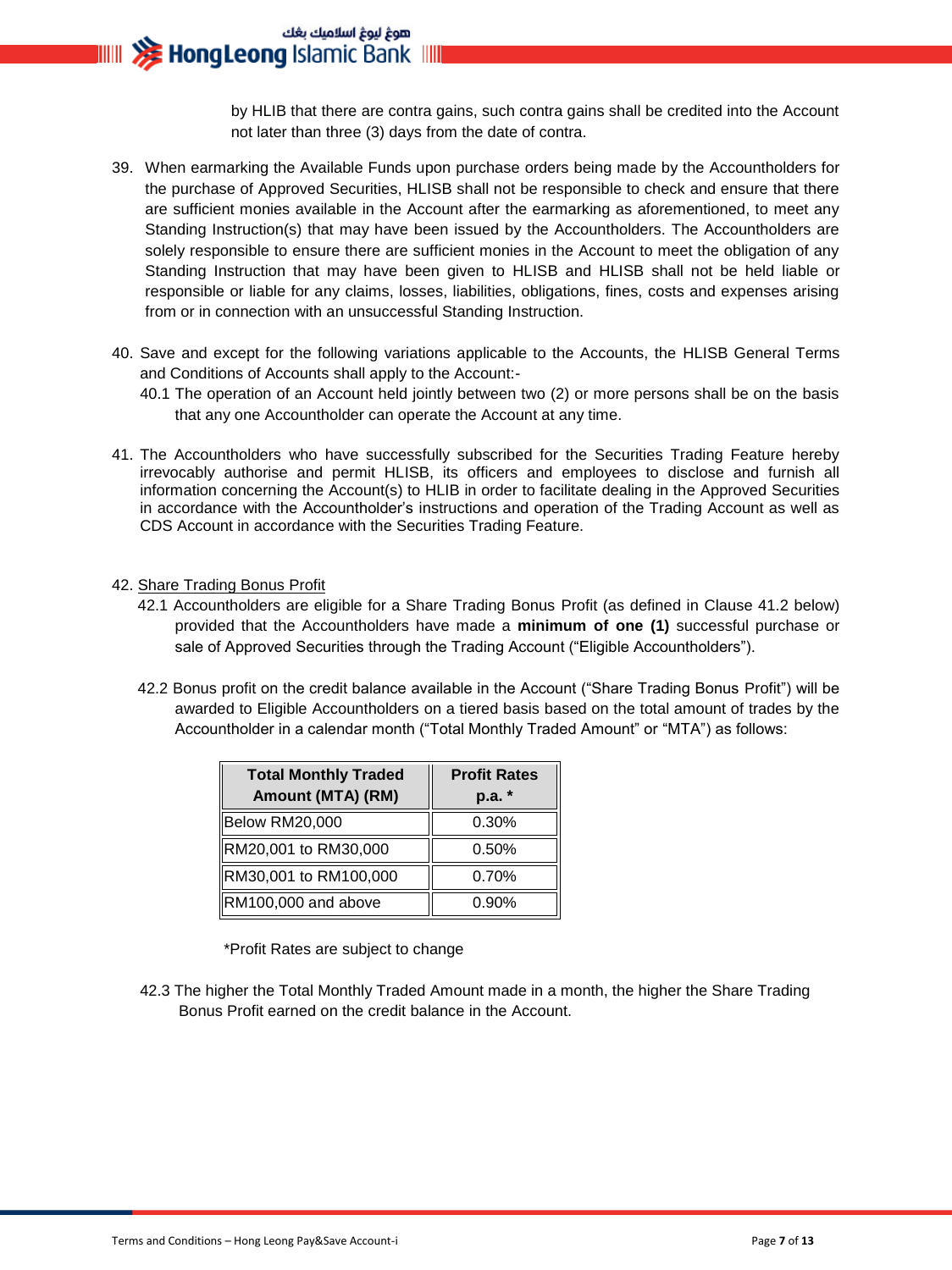by HLIB that there are contra gains, such contra gains shall be credited into the Account not later than three (3) days from the date of contra.

39. When earmarking the Available Funds upon purchase orders being made by the Accountholders for the purchase of Approved Securities, HLISB shall not be responsible to check and ensure that there are sufficient monies available in the Account after the earmarking as aforementioned, to meet any Standing Instruction(s) that may have been issued by the Accountholders. The Accountholders are solely responsible to ensure there are sufficient monies in the Account to meet the obligation of any Standing Instruction that may have been given to HLISB and HLISB shall not be held liable or responsible or liable for any claims, losses, liabilities, obligations, fines, costs and expenses arising from or in connection with an unsuccessful Standing Instruction.

40. Save and except for the following variations applicable to the Accounts, the HLISB General Terms and Conditions of Accounts shall apply to the Account:-

    40.1 The operation of an Account held jointly between two (2) or more persons shall be on the basis that any one Accountholder can operate the Account at any time.

41. The Accountholders who have successfully subscribed for the Securities Trading Feature hereby irrevocably authorise and permit HLISB, its officers and employees to disclose and furnish all information concerning the Account(s) to HLIB in order to facilitate dealing in the Approved Securities in accordance with the Accountholder's instructions and operation of the Trading Account as well as CDS Account in accordance with the Securities Trading Feature.

42. <u>Share Trading Bonus Profit</u>

    42.1 Accountholders are eligible for a Share Trading Bonus Profit (as defined in Clause 41.2 below) provided that the Accountholders have made a **minimum of one (1)** successful purchase or sale of Approved Securities through the Trading Account ("Eligible Accountholders").

    42.2 Bonus profit on the credit balance available in the Account ("Share Trading Bonus Profit") will be awarded to Eligible Accountholders on a tiered basis based on the total amount of trades by the Accountholder in a calendar month ("Total Monthly Traded Amount" or "MTA") as follows:

| Total Monthly Traded Amount (MTA) (RM) | Profit Rates p.a. * |
|---|---|
| Below RM20,000 | 0.30% |
| RM20,001 to RM30,000 | 0.50% |
| RM30,001 to RM100,000 | 0.70% |
| RM100,000 and above | 0.90% |

*Profit Rates are subject to change

    42.3 The higher the Total Monthly Traded Amount made in a month, the higher the Share Trading Bonus Profit earned on the credit balance in the Account.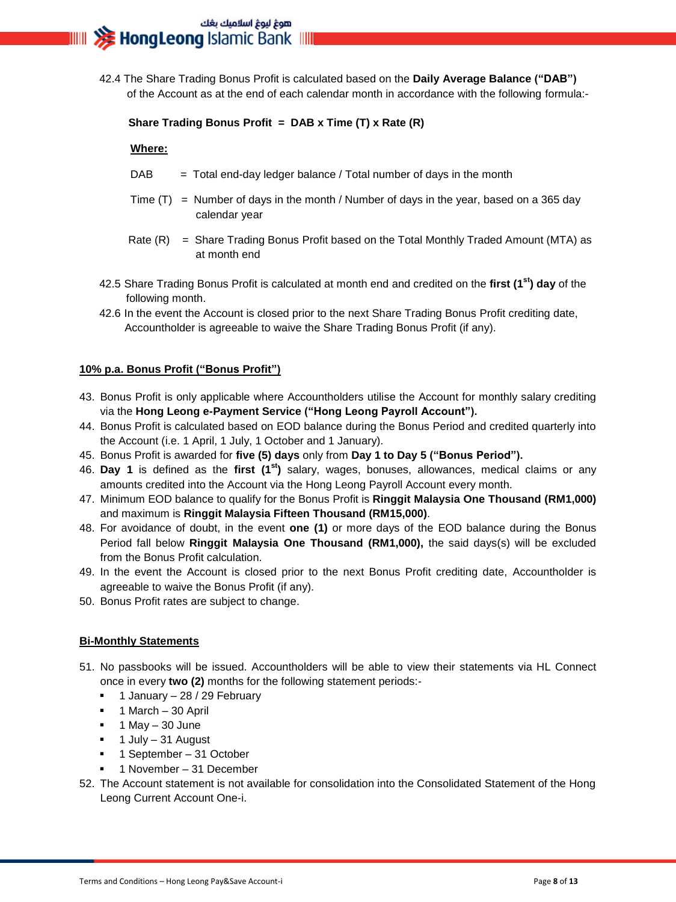42.4 The Share Trading Bonus Profit is calculated based on the **Daily Average Balance ("DAB")** of the Account as at the end of each calendar month in accordance with the following formula:-

**Share Trading Bonus Profit = DAB x Time (T) x Rate (R)**

__Where:__

DAB = Total end-day ledger balance / Total number of days in the month

Time (T) = Number of days in the month / Number of days in the year, based on a 365 day calendar year

Rate (R) = Share Trading Bonus Profit based on the Total Monthly Traded Amount (MTA) as at month end

42.5 Share Trading Bonus Profit is calculated at month end and credited on the **first (1st) day** of the following month.

42.6 In the event the Account is closed prior to the next Share Trading Bonus Profit crediting date, Accountholder is agreeable to waive the Share Trading Bonus Profit (if any).

## 10% p.a. Bonus Profit ("Bonus Profit")

43. Bonus Profit is only applicable where Accountholders utilise the Account for monthly salary crediting via the **Hong Leong e-Payment Service ("Hong Leong Payroll Account").**
44. Bonus Profit is calculated based on EOD balance during the Bonus Period and credited quarterly into the Account (i.e. 1 April, 1 July, 1 October and 1 January).
45. Bonus Profit is awarded for **five (5) days** only from **Day 1 to Day 5 ("Bonus Period").**
46. **Day 1** is defined as the **first (1st)** salary, wages, bonuses, allowances, medical claims or any amounts credited into the Account via the Hong Leong Payroll Account every month.
47. Minimum EOD balance to qualify for the Bonus Profit is **Ringgit Malaysia One Thousand (RM1,000)** and maximum is **Ringgit Malaysia Fifteen Thousand (RM15,000)**.
48. For avoidance of doubt, in the event **one (1)** or more days of the EOD balance during the Bonus Period fall below **Ringgit Malaysia One Thousand (RM1,000),** the said days(s) will be excluded from the Bonus Profit calculation.
49. In the event the Account is closed prior to the next Bonus Profit crediting date, Accountholder is agreeable to waive the Bonus Profit (if any).
50. Bonus Profit rates are subject to change.

## Bi-Monthly Statements

51. No passbooks will be issued. Accountholders will be able to view their statements via HL Connect once in every **two (2)** months for the following statement periods:-
    - 1 January – 28 / 29 February
    - 1 March – 30 April
    - 1 May – 30 June
    - 1 July – 31 August
    - 1 September – 31 October
    - 1 November – 31 December
52. The Account statement is not available for consolidation into the Consolidated Statement of the Hong Leong Current Account One-i.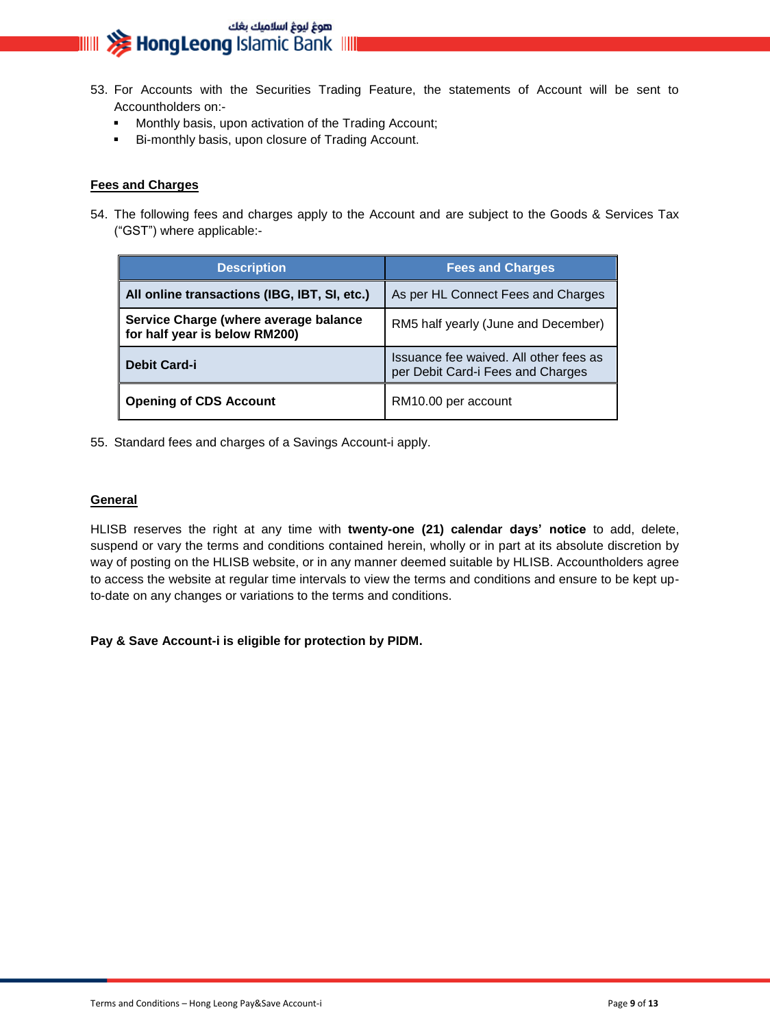53. For Accounts with the Securities Trading Feature, the statements of Account will be sent to Accountholders on:-
    - Monthly basis, upon activation of the Trading Account;
    - Bi-monthly basis, upon closure of Trading Account.

**Fees and Charges**

54. The following fees and charges apply to the Account and are subject to the Goods & Services Tax ("GST") where applicable:-

| Description | Fees and Charges |
|---|---|
| **All online transactions (IBG, IBT, SI, etc.)** | As per HL Connect Fees and Charges |
| **Service Charge (where average balance for half year is below RM200)** | RM5 half yearly (June and December) |
| **Debit Card-i** | Issuance fee waived. All other fees as per Debit Card-i Fees and Charges |
| **Opening of CDS Account** | RM10.00 per account |

55. Standard fees and charges of a Savings Account-i apply.

**General**

HLISB reserves the right at any time with **twenty-one (21) calendar days' notice** to add, delete, suspend or vary the terms and conditions contained herein, wholly or in part at its absolute discretion by way of posting on the HLISB website, or in any manner deemed suitable by HLISB. Accountholders agree to access the website at regular time intervals to view the terms and conditions and ensure to be kept up-to-date on any changes or variations to the terms and conditions.

**Pay & Save Account-i is eligible for protection by PIDM.**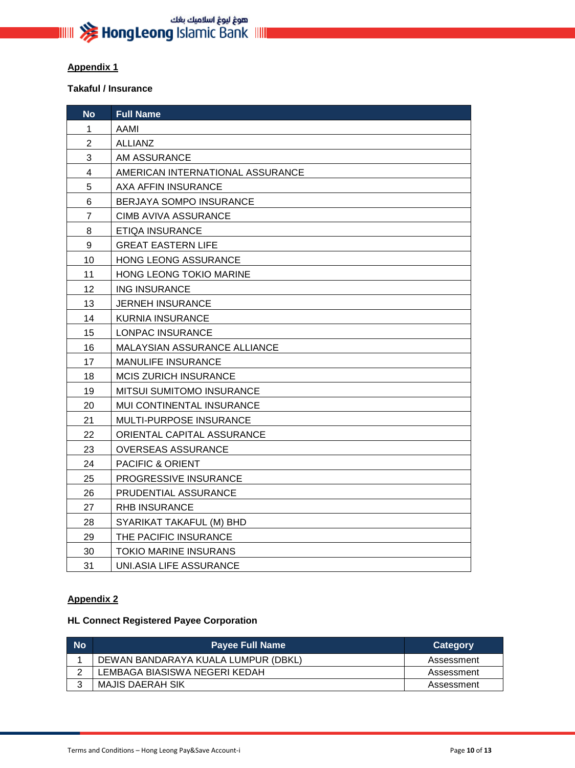**Appendix 1**

**Takaful / Insurance**

| No | Full Name |
|---|---|
| 1 | AAMI |
| 2 | ALLIANZ |
| 3 | AM ASSURANCE |
| 4 | AMERICAN INTERNATIONAL ASSURANCE |
| 5 | AXA AFFIN INSURANCE |
| 6 | BERJAYA SOMPO INSURANCE |
| 7 | CIMB AVIVA ASSURANCE |
| 8 | ETIQA INSURANCE |
| 9 | GREAT EASTERN LIFE |
| 10 | HONG LEONG ASSURANCE |
| 11 | HONG LEONG TOKIO MARINE |
| 12 | ING INSURANCE |
| 13 | JERNEH INSURANCE |
| 14 | KURNIA INSURANCE |
| 15 | LONPAC INSURANCE |
| 16 | MALAYSIAN ASSURANCE ALLIANCE |
| 17 | MANULIFE INSURANCE |
| 18 | MCIS ZURICH INSURANCE |
| 19 | MITSUI SUMITOMO INSURANCE |
| 20 | MUI CONTINENTAL INSURANCE |
| 21 | MULTI-PURPOSE INSURANCE |
| 22 | ORIENTAL CAPITAL ASSURANCE |
| 23 | OVERSEAS ASSURANCE |
| 24 | PACIFIC & ORIENT |
| 25 | PROGRESSIVE INSURANCE |
| 26 | PRUDENTIAL ASSURANCE |
| 27 | RHB INSURANCE |
| 28 | SYARIKAT TAKAFUL (M) BHD |
| 29 | THE PACIFIC INSURANCE |
| 30 | TOKIO MARINE INSURANS |
| 31 | UNI.ASIA LIFE ASSURANCE |

**Appendix 2**

**HL Connect Registered Payee Corporation**

| No | Payee Full Name | Category |
|---|---|---|
| 1 | DEWAN BANDARAYA KUALA LUMPUR (DBKL) | Assessment |
| 2 | LEMBAGA BIASISWA NEGERI KEDAH | Assessment |
| 3 | MAJIS DAERAH SIK | Assessment |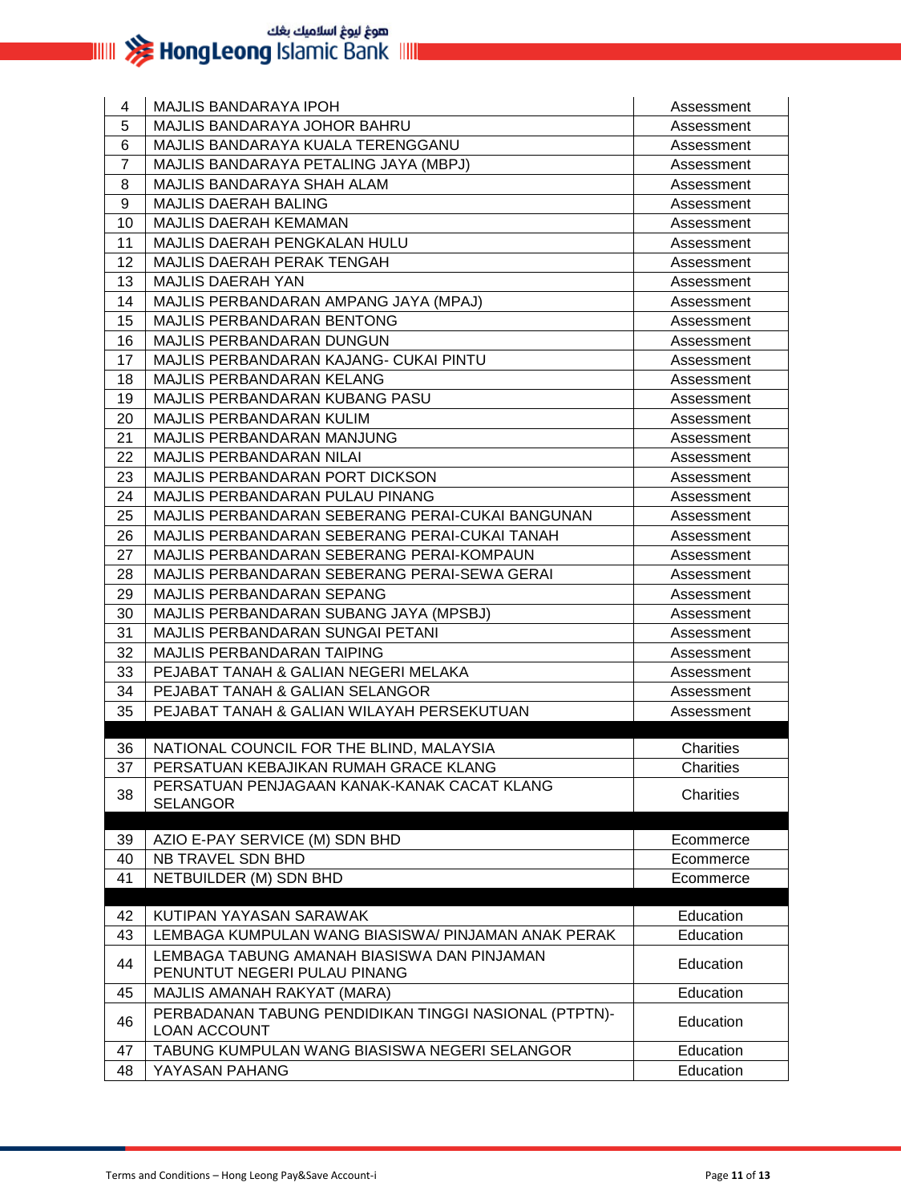| | | |
|---|---|---|
| 4 | MAJLIS BANDARAYA IPOH | Assessment |
| 5 | MAJLIS BANDARAYA JOHOR BAHRU | Assessment |
| 6 | MAJLIS BANDARAYA KUALA TERENGGANU | Assessment |
| 7 | MAJLIS BANDARAYA PETALING JAYA (MBPJ) | Assessment |
| 8 | MAJLIS BANDARAYA SHAH ALAM | Assessment |
| 9 | MAJLIS DAERAH BALING | Assessment |
| 10 | MAJLIS DAERAH KEMAMAN | Assessment |
| 11 | MAJLIS DAERAH PENGKALAN HULU | Assessment |
| 12 | MAJLIS DAERAH PERAK TENGAH | Assessment |
| 13 | MAJLIS DAERAH YAN | Assessment |
| 14 | MAJLIS PERBANDARAN AMPANG JAYA (MPAJ) | Assessment |
| 15 | MAJLIS PERBANDARAN BENTONG | Assessment |
| 16 | MAJLIS PERBANDARAN DUNGUN | Assessment |
| 17 | MAJLIS PERBANDARAN KAJANG- CUKAI PINTU | Assessment |
| 18 | MAJLIS PERBANDARAN KELANG | Assessment |
| 19 | MAJLIS PERBANDARAN KUBANG PASU | Assessment |
| 20 | MAJLIS PERBANDARAN KULIM | Assessment |
| 21 | MAJLIS PERBANDARAN MANJUNG | Assessment |
| 22 | MAJLIS PERBANDARAN NILAI | Assessment |
| 23 | MAJLIS PERBANDARAN PORT DICKSON | Assessment |
| 24 | MAJLIS PERBANDARAN PULAU PINANG | Assessment |
| 25 | MAJLIS PERBANDARAN SEBERANG PERAI-CUKAI BANGUNAN | Assessment |
| 26 | MAJLIS PERBANDARAN SEBERANG PERAI-CUKAI TANAH | Assessment |
| 27 | MAJLIS PERBANDARAN SEBERANG PERAI-KOMPAUN | Assessment |
| 28 | MAJLIS PERBANDARAN SEBERANG PERAI-SEWA GERAI | Assessment |
| 29 | MAJLIS PERBANDARAN SEPANG | Assessment |
| 30 | MAJLIS PERBANDARAN SUBANG JAYA (MPSBJ) | Assessment |
| 31 | MAJLIS PERBANDARAN SUNGAI PETANI | Assessment |
| 32 | MAJLIS PERBANDARAN TAIPING | Assessment |
| 33 | PEJABAT TANAH & GALIAN NEGERI MELAKA | Assessment |
| 34 | PEJABAT TANAH & GALIAN SELANGOR | Assessment |
| 35 | PEJABAT TANAH & GALIAN WILAYAH PERSEKUTUAN | Assessment |
| | | |
| 36 | NATIONAL COUNCIL FOR THE BLIND, MALAYSIA | Charities |
| 37 | PERSATUAN KEBAJIKAN RUMAH GRACE KLANG | Charities |
| 38 | PERSATUAN PENJAGAAN KANAK-KANAK CACAT KLANG SELANGOR | Charities |
| | | |
| 39 | AZIO E-PAY SERVICE (M) SDN BHD | Ecommerce |
| 40 | NB TRAVEL SDN BHD | Ecommerce |
| 41 | NETBUILDER (M) SDN BHD | Ecommerce |
| | | |
| 42 | KUTIPAN YAYASAN SARAWAK | Education |
| 43 | LEMBAGA KUMPULAN WANG BIASISWA/ PINJAMAN ANAK PERAK | Education |
| 44 | LEMBAGA TABUNG AMANAH BIASISWA DAN PINJAMAN PENUNTUT NEGERI PULAU PINANG | Education |
| 45 | MAJLIS AMANAH RAKYAT (MARA) | Education |
| 46 | PERBADANAN TABUNG PENDIDIKAN TINGGI NASIONAL (PTPTN)-LOAN ACCOUNT | Education |
| 47 | TABUNG KUMPULAN WANG BIASISWA NEGERI SELANGOR | Education |
| 48 | YAYASAN PAHANG | Education |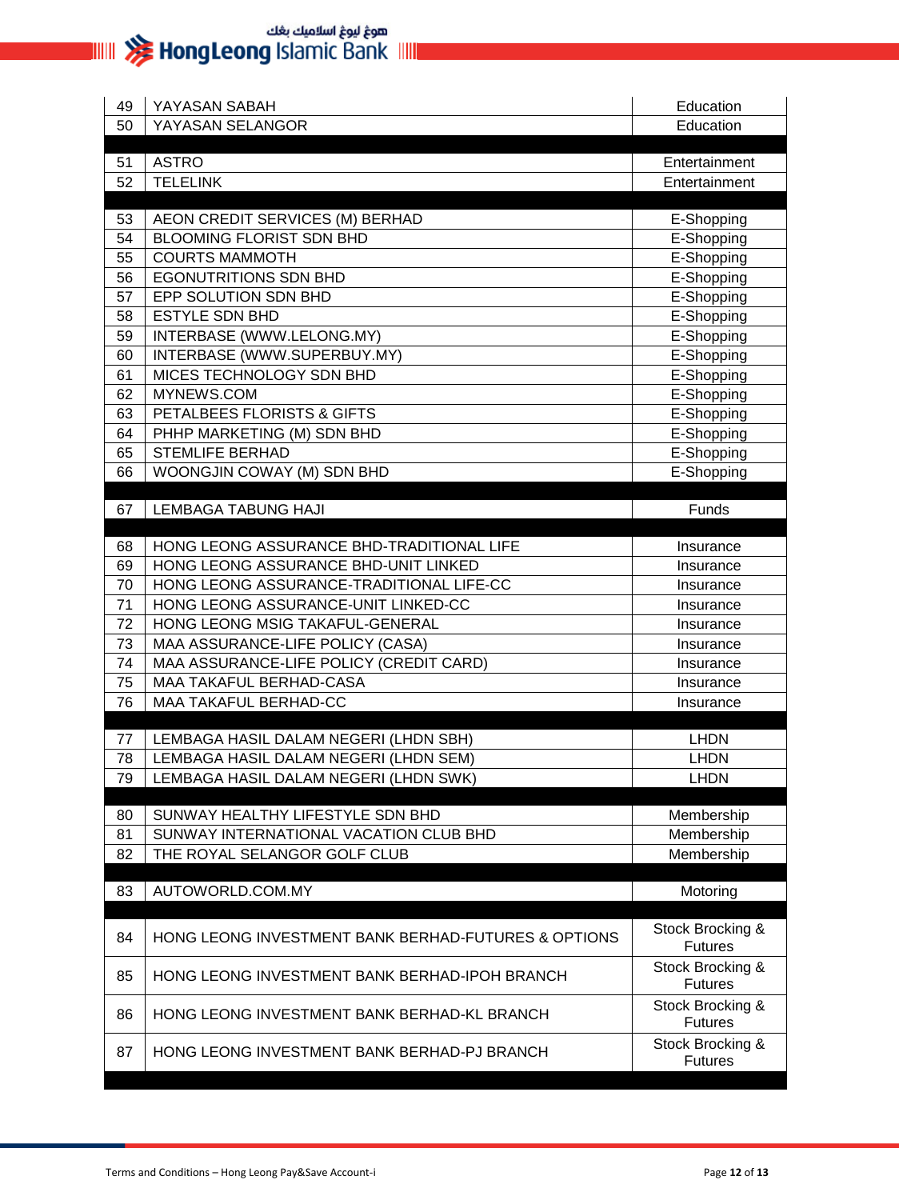| 49 | YAYASAN SABAH | Education |
|---|---|---|
| 50 | YAYASAN SELANGOR | Education |
| | | |
| 51 | ASTRO | Entertainment |
| 52 | TELELINK | Entertainment |
| | | |
| 53 | AEON CREDIT SERVICES (M) BERHAD | E-Shopping |
| 54 | BLOOMING FLORIST SDN BHD | E-Shopping |
| 55 | COURTS MAMMOTH | E-Shopping |
| 56 | EGONUTRITIONS SDN BHD | E-Shopping |
| 57 | EPP SOLUTION SDN BHD | E-Shopping |
| 58 | ESTYLE SDN BHD | E-Shopping |
| 59 | INTERBASE (WWW.LELONG.MY) | E-Shopping |
| 60 | INTERBASE (WWW.SUPERBUY.MY) | E-Shopping |
| 61 | MICES TECHNOLOGY SDN BHD | E-Shopping |
| 62 | MYNEWS.COM | E-Shopping |
| 63 | PETALBEES FLORISTS & GIFTS | E-Shopping |
| 64 | PHHP MARKETING (M) SDN BHD | E-Shopping |
| 65 | STEMLIFE BERHAD | E-Shopping |
| 66 | WOONGJIN COWAY (M) SDN BHD | E-Shopping |
| | | |
| 67 | LEMBAGA TABUNG HAJI | Funds |
| | | |
| 68 | HONG LEONG ASSURANCE BHD-TRADITIONAL LIFE | Insurance |
| 69 | HONG LEONG ASSURANCE BHD-UNIT LINKED | Insurance |
| 70 | HONG LEONG ASSURANCE-TRADITIONAL LIFE-CC | Insurance |
| 71 | HONG LEONG ASSURANCE-UNIT LINKED-CC | Insurance |
| 72 | HONG LEONG MSIG TAKAFUL-GENERAL | Insurance |
| 73 | MAA ASSURANCE-LIFE POLICY (CASA) | Insurance |
| 74 | MAA ASSURANCE-LIFE POLICY (CREDIT CARD) | Insurance |
| 75 | MAA TAKAFUL BERHAD-CASA | Insurance |
| 76 | MAA TAKAFUL BERHAD-CC | Insurance |
| | | |
| 77 | LEMBAGA HASIL DALAM NEGERI (LHDN SBH) | LHDN |
| 78 | LEMBAGA HASIL DALAM NEGERI (LHDN SEM) | LHDN |
| 79 | LEMBAGA HASIL DALAM NEGERI (LHDN SWK) | LHDN |
| | | |
| 80 | SUNWAY HEALTHY LIFESTYLE SDN BHD | Membership |
| 81 | SUNWAY INTERNATIONAL VACATION CLUB BHD | Membership |
| 82 | THE ROYAL SELANGOR GOLF CLUB | Membership |
| | | |
| 83 | AUTOWORLD.COM.MY | Motoring |
| | | |
| 84 | HONG LEONG INVESTMENT BANK BERHAD-FUTURES & OPTIONS | Stock Brocking & Futures |
| 85 | HONG LEONG INVESTMENT BANK BERHAD-IPOH BRANCH | Stock Brocking & Futures |
| 86 | HONG LEONG INVESTMENT BANK BERHAD-KL BRANCH | Stock Brocking & Futures |
| 87 | HONG LEONG INVESTMENT BANK BERHAD-PJ BRANCH | Stock Brocking & Futures |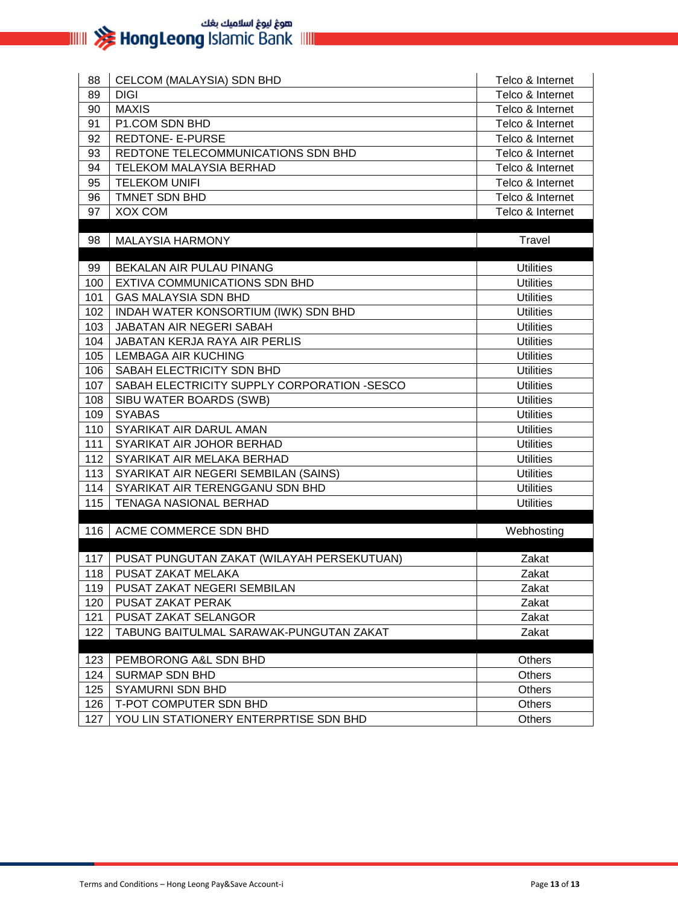| | | |
|---|---|---|
| 88 | CELCOM (MALAYSIA) SDN BHD | Telco & Internet |
| 89 | DIGI | Telco & Internet |
| 90 | MAXIS | Telco & Internet |
| 91 | P1.COM SDN BHD | Telco & Internet |
| 92 | REDTONE- E-PURSE | Telco & Internet |
| 93 | REDTONE TELECOMMUNICATIONS SDN BHD | Telco & Internet |
| 94 | TELEKOM MALAYSIA BERHAD | Telco & Internet |
| 95 | TELEKOM UNIFI | Telco & Internet |
| 96 | TMNET SDN BHD | Telco & Internet |
| 97 | XOX COM | Telco & Internet |
| | | |
| 98 | MALAYSIA HARMONY | Travel |
| | | |
| 99 | BEKALAN AIR PULAU PINANG | Utilities |
| 100 | EXTIVA COMMUNICATIONS SDN BHD | Utilities |
| 101 | GAS MALAYSIA SDN BHD | Utilities |
| 102 | INDAH WATER KONSORTIUM (IWK) SDN BHD | Utilities |
| 103 | JABATAN AIR NEGERI SABAH | Utilities |
| 104 | JABATAN KERJA RAYA AIR PERLIS | Utilities |
| 105 | LEMBAGA AIR KUCHING | Utilities |
| 106 | SABAH ELECTRICITY SDN BHD | Utilities |
| 107 | SABAH ELECTRICITY SUPPLY CORPORATION -SESCO | Utilities |
| 108 | SIBU WATER BOARDS (SWB) | Utilities |
| 109 | SYABAS | Utilities |
| 110 | SYARIKAT AIR DARUL AMAN | Utilities |
| 111 | SYARIKAT AIR JOHOR BERHAD | Utilities |
| 112 | SYARIKAT AIR MELAKA BERHAD | Utilities |
| 113 | SYARIKAT AIR NEGERI SEMBILAN (SAINS) | Utilities |
| 114 | SYARIKAT AIR TERENGGANU SDN BHD | Utilities |
| 115 | TENAGA NASIONAL BERHAD | Utilities |
| | | |
| 116 | ACME COMMERCE SDN BHD | Webhosting |
| | | |
| 117 | PUSAT PUNGUTAN ZAKAT (WILAYAH PERSEKUTUAN) | Zakat |
| 118 | PUSAT ZAKAT MELAKA | Zakat |
| 119 | PUSAT ZAKAT NEGERI SEMBILAN | Zakat |
| 120 | PUSAT ZAKAT PERAK | Zakat |
| 121 | PUSAT ZAKAT SELANGOR | Zakat |
| 122 | TABUNG BAITULMAL SARAWAK-PUNGUTAN ZAKAT | Zakat |
| | | |
| 123 | PEMBORONG A&L SDN BHD | Others |
| 124 | SURMAP SDN BHD | Others |
| 125 | SYAMURNI SDN BHD | Others |
| 126 | T-POT COMPUTER SDN BHD | Others |
| 127 | YOU LIN STATIONERY ENTERPRTISE SDN BHD | Others |